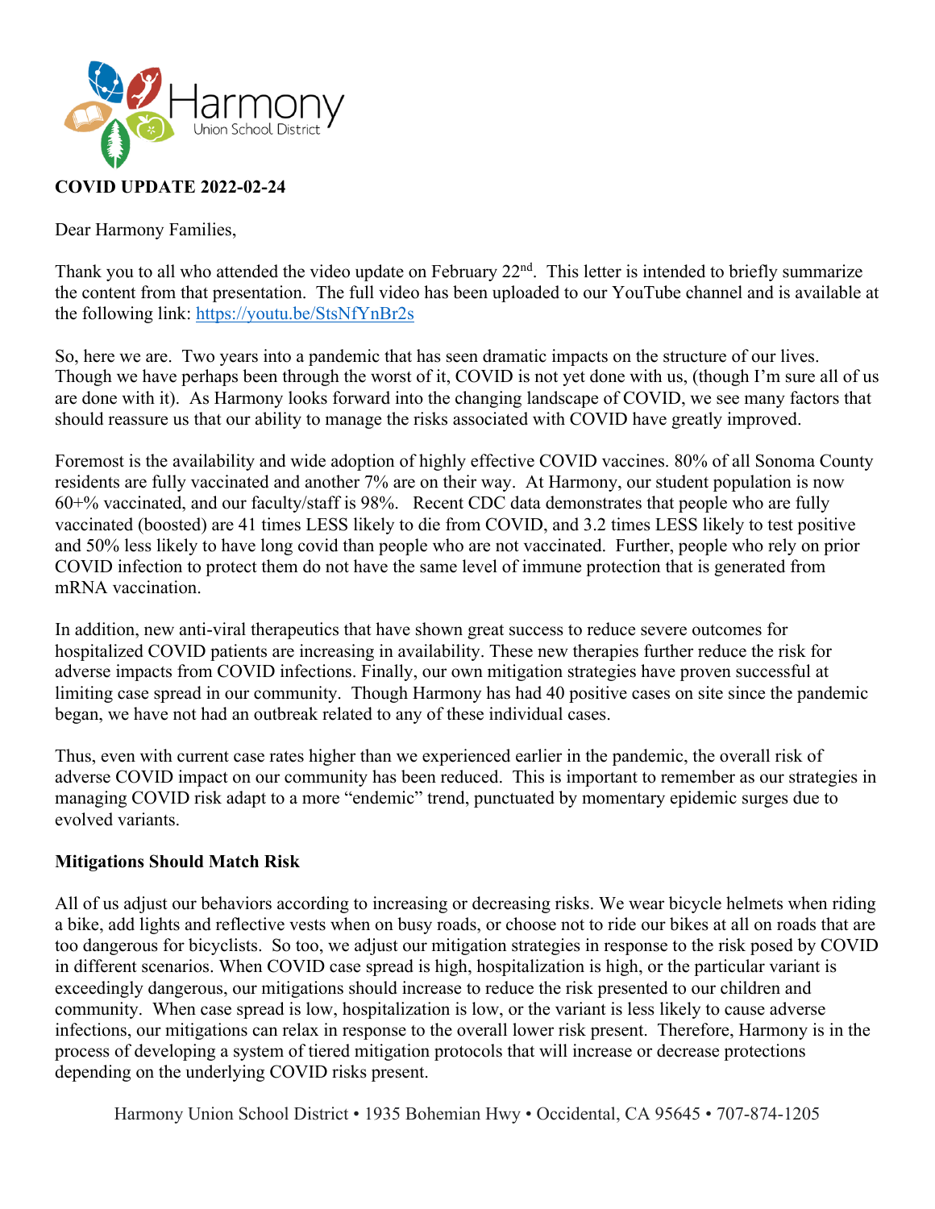Harmony
Union School District

**COVID UPDATE 2022-02-24**

Dear Harmony Families,

Thank you to all who attended the video update on February 22nd. This letter is intended to briefly summarize the content from that presentation. The full video has been uploaded to our YouTube channel and is available at the following link: https://youtu.be/StsNfYnBr2s

So, here we are. Two years into a pandemic that has seen dramatic impacts on the structure of our lives. Though we have perhaps been through the worst of it, COVID is not yet done with us, (though I'm sure all of us are done with it). As Harmony looks forward into the changing landscape of COVID, we see many factors that should reassure us that our ability to manage the risks associated with COVID have greatly improved.

Foremost is the availability and wide adoption of highly effective COVID vaccines. 80% of all Sonoma County residents are fully vaccinated and another 7% are on their way. At Harmony, our student population is now 60+% vaccinated, and our faculty/staff is 98%. Recent CDC data demonstrates that people who are fully vaccinated (boosted) are 41 times LESS likely to die from COVID, and 3.2 times LESS likely to test positive and 50% less likely to have long covid than people who are not vaccinated. Further, people who rely on prior COVID infection to protect them do not have the same level of immune protection that is generated from mRNA vaccination.

In addition, new anti-viral therapeutics that have shown great success to reduce severe outcomes for hospitalized COVID patients are increasing in availability. These new therapies further reduce the risk for adverse impacts from COVID infections. Finally, our own mitigation strategies have proven successful at limiting case spread in our community. Though Harmony has had 40 positive cases on site since the pandemic began, we have not had an outbreak related to any of these individual cases.

Thus, even with current case rates higher than we experienced earlier in the pandemic, the overall risk of adverse COVID impact on our community has been reduced. This is important to remember as our strategies in managing COVID risk adapt to a more "endemic" trend, punctuated by momentary epidemic surges due to evolved variants.

**Mitigations Should Match Risk**

All of us adjust our behaviors according to increasing or decreasing risks. We wear bicycle helmets when riding a bike, add lights and reflective vests when on busy roads, or choose not to ride our bikes at all on roads that are too dangerous for bicyclists. So too, we adjust our mitigation strategies in response to the risk posed by COVID in different scenarios. When COVID case spread is high, hospitalization is high, or the particular variant is exceedingly dangerous, our mitigations should increase to reduce the risk presented to our children and community. When case spread is low, hospitalization is low, or the variant is less likely to cause adverse infections, our mitigations can relax in response to the overall lower risk present. Therefore, Harmony is in the process of developing a system of tiered mitigation protocols that will increase or decrease protections depending on the underlying COVID risks present.

Harmony Union School District • 1935 Bohemian Hwy • Occidental, CA 95645 • 707-874-1205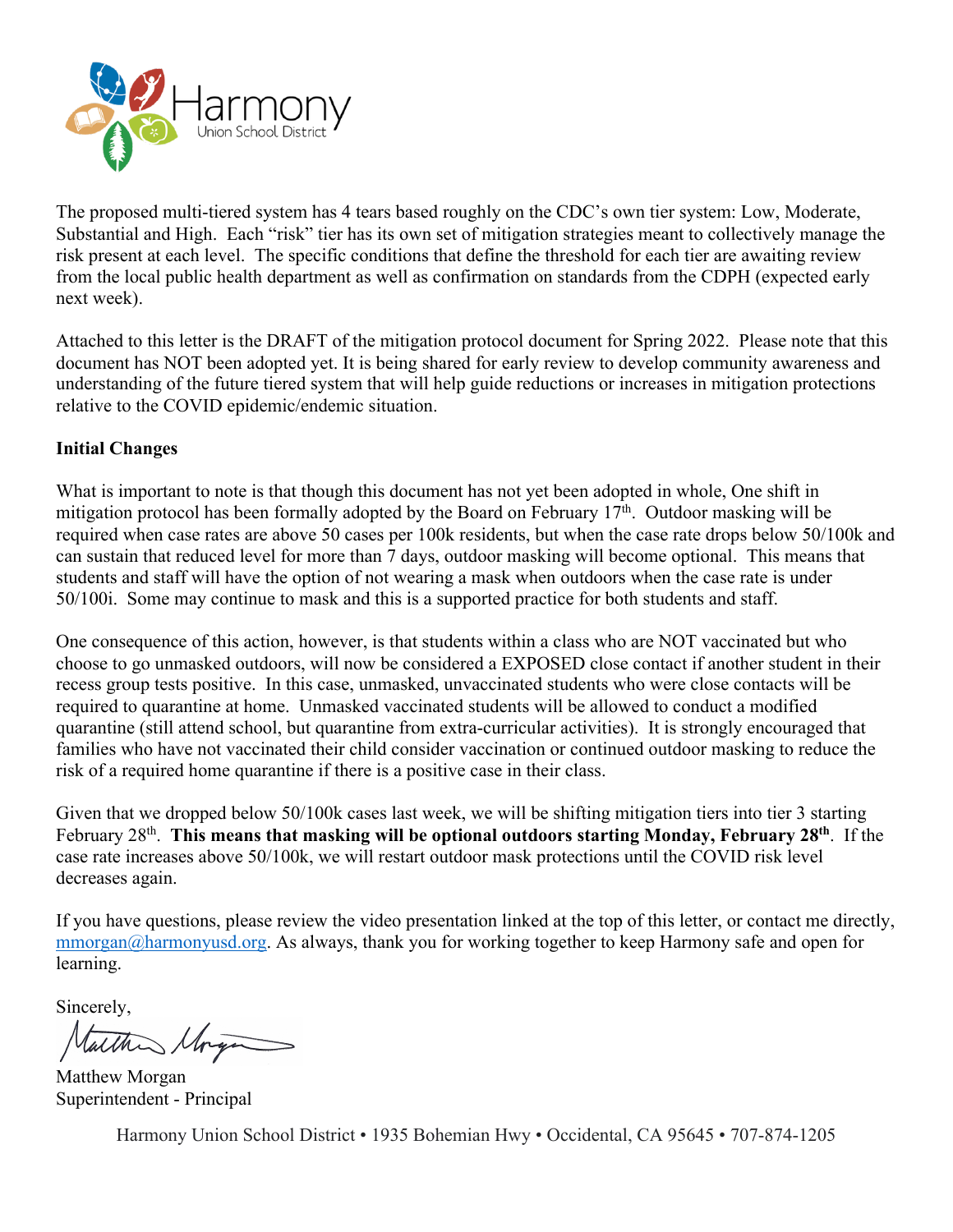The proposed multi-tiered system has 4 tears based roughly on the CDC's own tier system: Low, Moderate, Substantial and High. Each "risk" tier has its own set of mitigation strategies meant to collectively manage the risk present at each level. The specific conditions that define the threshold for each tier are awaiting review from the local public health department as well as confirmation on standards from the CDPH (expected early next week).

Attached to this letter is the DRAFT of the mitigation protocol document for Spring 2022. Please note that this document has NOT been adopted yet. It is being shared for early review to develop community awareness and understanding of the future tiered system that will help guide reductions or increases in mitigation protections relative to the COVID epidemic/endemic situation.

**Initial Changes**

What is important to note is that though this document has not yet been adopted in whole, One shift in mitigation protocol has been formally adopted by the Board on February 17th. Outdoor masking will be required when case rates are above 50 cases per 100k residents, but when the case rate drops below 50/100k and can sustain that reduced level for more than 7 days, outdoor masking will become optional. This means that students and staff will have the option of not wearing a mask when outdoors when the case rate is under 50/100i. Some may continue to mask and this is a supported practice for both students and staff.

One consequence of this action, however, is that students within a class who are NOT vaccinated but who choose to go unmasked outdoors, will now be considered a EXPOSED close contact if another student in their recess group tests positive. In this case, unmasked, unvaccinated students who were close contacts will be required to quarantine at home. Unmasked vaccinated students will be allowed to conduct a modified quarantine (still attend school, but quarantine from extra-curricular activities). It is strongly encouraged that families who have not vaccinated their child consider vaccination or continued outdoor masking to reduce the risk of a required home quarantine if there is a positive case in their class.

Given that we dropped below 50/100k cases last week, we will be shifting mitigation tiers into tier 3 starting February 28th. **This means that masking will be optional outdoors starting Monday, February 28th**. If the case rate increases above 50/100k, we will restart outdoor mask protections until the COVID risk level decreases again.

If you have questions, please review the video presentation linked at the top of this letter, or contact me directly, mmorgan@harmonyusd.org. As always, thank you for working together to keep Harmony safe and open for learning.

Sincerely,

Matthew Morgan
Superintendent - Principal

Harmony Union School District • 1935 Bohemian Hwy • Occidental, CA 95645 • 707-874-1205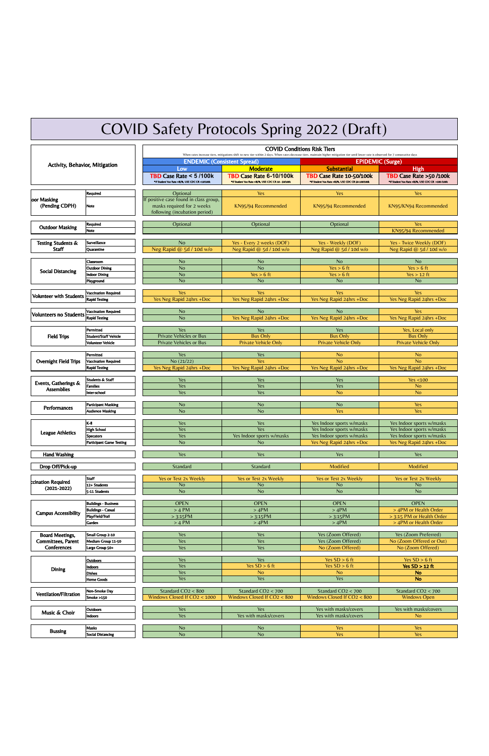# COVID Safety Protocols Spring 2022 (Draft)

| Activity, Behavior, Mitigation | | COVID Conditions Risk Tiers | | | |
|---|---|---|---|---|---|
| | | When rates increase tiers, mitigations shift to new tier within 2 days. When rates decrease tiers, maintain higher mitigation tier until lower rate is observed for 7 consecutive days | | | |
| | | ENDEMIC (Consistent Spread) | | EPIDEMIC (Surge) | |
| | | Low | Moderate | Substantial | High |
| | | TBD Case Rate < 5 /100k | TBD Case Rate 6-10/100k | TBD Case Rate 10-50/100k | TBD Case Rate >50 /100k |
| | | *If Student Vax Rate >80%, USE CDC CR <10/100k | *If Student Vax Rate >80%, USE CDC CR 10 - 50/100k | *If Student Vax Rate >80%, USE CDC CR 50-100/100k | *If Student Vax Rate >80%, USE CDC CR >100 /100k |
| oor Masking (Pending CDPH) | Required | Optional | Yes | Yes | Yes |
| | Note | If positive case found in class group, masks required for 2 weeks following (incubation period) | KN95/94 Recommended | KN95/94 Recommended | KN95/KN94 Recommended |
| Outdoor Masking | Required | Optional | Optional | Optional | Yes |
| | Note | | | | KN95/94 Recommended |
| Testing Students & Staff | Surveillance | No | Yes - Every 2 weeks (DOF) | Yes - Weekly (DOF) | Yes - Twice Weekly (DOF) |
| | Quarantine | Neg Rapid @ 5d / 10d w/o | Neg Rapid @ 5d / 10d w/o | Neg Rapid @ 5d / 10d w/o | Neg Rapid @ 5d / 10d w/o |
| Social Distancing | Classroom | No | No | No | No |
| | Outdoor Dining | No | No | Yes > 6 ft | Yes > 6 ft |
| | Indoor Dining | No | Yes > 6 ft | Yes > 6 ft | Yes > 12 ft |
| | Playground | No | No | No | No |
| Volunteer with Students | Vaccination Required | Yes | Yes | Yes | Yes |
| | Rapid Testing | Yes Neg Rapid 24hrs +Doc | Yes Neg Rapid 24hrs +Doc | Yes Neg Rapid 24hrs +Doc | Yes Neg Rapid 24hrs +Doc |
| Volunteers no Students | Vaccination Required | No | No | No | Yes |
| | Rapid Testing | No | Yes Neg Rapid 24hrs +Doc | Yes Neg Rapid 24hrs +Doc | Yes Neg Rapid 24hrs +Doc |
| Field Trips | Permitted | Yes | Yes | Yes | Yes, Local only |
| | Student/Staff Vehicle | Private Vehicles or Bus | Bus Only | Bus Only | Bus Only |
| | Volunteer Vehicle | Private Vehicles or Bus | Private Vehicle Only | Private Vehicle Only | Private Vehicle Only |
| Overnight Field Trips | Permitted | Yes | Yes | No | No |
| | Vaccination Required | No (21/22) | Yes | No | No |
| | Rapid Testing | Yes Neg Rapid 24hrs +Doc | Yes Neg Rapid 24hrs +Doc | Yes Neg Rapid 24hrs +Doc | Yes Neg Rapid 24hrs +Doc |
| Events, Gatherings & Assemblies | Students & Staff | Yes | Yes | Yes | Yes <100 |
| | Families | Yes | Yes | Yes | No |
| | Inter-school | Yes | Yes | No | No |
| Performances | Participant Masking | No | No | No | Yes |
| | Audience Masking | No | No | Yes | Yes |
| League Athletics | K-8 | Yes | Yes | Yes Indoor sports w/masks | Yes Indoor sports w/masks |
| | High School | Yes | Yes | Yes Indoor sports w/masks | Yes Indoor sports w/masks |
| | Specators | Yes | Yes Indoor sports w/masks | Yes Indoor sports w/masks | Yes Indoor sports w/masks |
| | Participant Game Testing | No | No | Yes Neg Rapid 24hrs +Doc | Yes Neg Rapid 24hrs +Doc |
| Hand Washing | | Yes | Yes | Yes | Yes |
| Drop Off/Pick-up | | Standard | Standard | Modified | Modified |
| ccination Required (2021-2022) | Staff | Yes or Test 2x Weekly | Yes or Test 2x Weekly | Yes or Test 2x Weekly | Yes or Test 2x Weekly |
| | 12+ Students | No | No | No | No |
| | 5-11 Students | No | No | No | No |
| Campus Accessibility | Buildings - Business | OPEN | OPEN | OPEN | OPEN |
| | Buildings - Casual | > 4 PM | > 4 PM | > 4PM | > 4PM or Health Order |
| | Play/Field/Trail | > 3:15PM | > 3:15PM | > 3:15PM | > 3:15 PM or Health Order |
| | Garden | > 4 PM | > 4PM | > 4PM | > 4PM or Health Order |
| Board Meetings, Committees, Parent Conferences | Small Group 2-10 | Yes | Yes | Yes (Zoom Offered) | Yes (Zoom Preferred) |
| | Medium Group 11-50 | Yes | Yes | Yes (Zoom Offered) | No (Zoom Offered or Out) |
| | Large Group 50+ | Yes | Yes | No (Zoom Offered) | No (Zoom Offered) |
| Dining | Outdoors | Yes | Yes | Yes SD > 6 ft | Yes SD > 6 ft |
| | Indoors | Yes | Yes SD > 6 ft | Yes SD > 6 ft | **Yes SD > 12 ft** |
| | Dishes | Yes | No | No | **No** |
| | Home Goods | Yes | Yes | Yes | **No** |
| Ventilation/Filtration | Non-Smoke Day | Standard $CO_2$ < 800 | Standard $CO_2$ < 700 | Standard $CO_2$ < 700 | Standard $CO_2$ < 700 |
| | Smoke >150 | Windows Closed If $CO_2$ < 1000 | Windows Closed If $CO_2$ < 800 | Windows Closed If $CO_2$ < 800 | Windows Open |
| Music & Choir | Outdoors | Yes | Yes | Yes with masks/covers | Yes with masks/covers |
| | Indoors | Yes | Yes with masks/covers | Yes with masks/covers | No |
| Bussing | Masks | No | No | Yes | Yes |
| | Social Distancing | No | No | Yes | Yes |